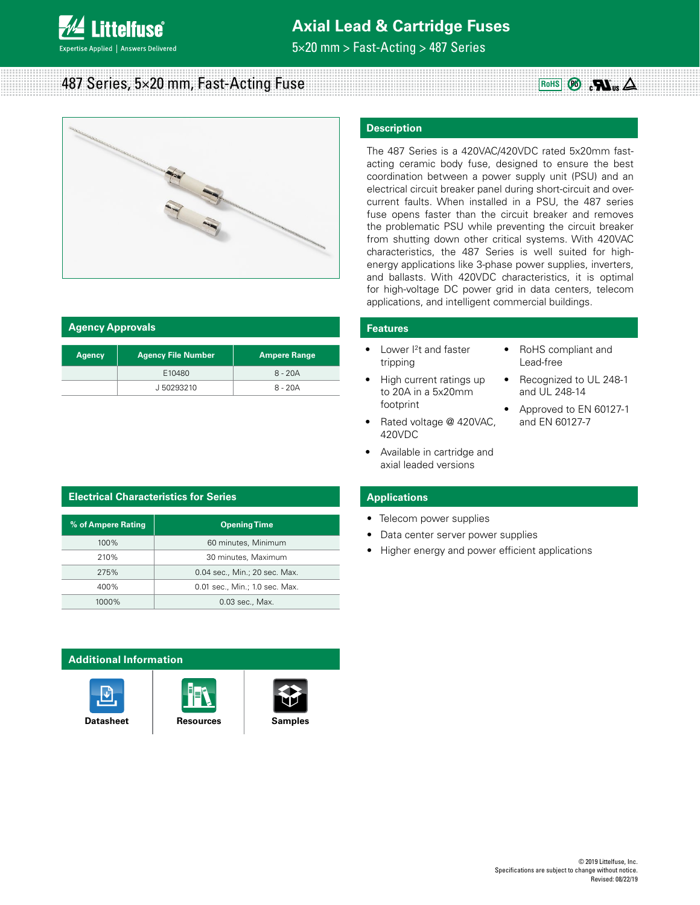# Axial Lead & Cartridge Fuses

5×20 mm > Fast-Acting > 487 Series

## 487 Series, 5×20 mm, Fast-Acting Fuse

## Description

The 487 Series is a 420VAC/420VDC rated 5x20mm fast-acting ceramic body fuse, designed to ensure the best coordination between a power supply unit (PSU) and an electrical circuit breaker panel during short-circuit and over-current faults. When installed in a PSU, the 487 series fuse opens faster than the circuit breaker and removes the problematic PSU while preventing the circuit breaker from shutting down other critical systems. With 420VAC characteristics, the 487 Series is well suited for high-energy applications like 3-phase power supplies, inverters, and ballasts. With 420VDC characteristics, it is optimal for high-voltage DC power grid in data centers, telecom applications, and intelligent commercial buildings.

## Agency Approvals

| Agency | Agency File Number | Ampere Range |
|---|---|---|
| | E10480 | 8 - 20A |
| | J 50293210 | 8 - 20A |

## Features

- Lower $I^2t$ and faster tripping
- High current ratings up to 20A in a 5x20mm footprint
- Rated voltage @ 420VAC, 420VDC
- Available in cartridge and axial leaded versions
- RoHS compliant and Lead-free
- Recognized to UL 248-1 and UL 248-14
- Approved to EN 60127-1 and EN 60127-7

## Electrical Characteristics for Series

| % of Ampere Rating | Opening Time |
|---|---|
| 100% | 60 minutes, Minimum |
| 210% | 30 minutes, Maximum |
| 275% | 0.04 sec., Min.; 20 sec. Max. |
| 400% | 0.01 sec., Min.; 1.0 sec. Max. |
| 1000% | 0.03 sec., Max. |

## Applications

- Telecom power supplies
- Data center server power supplies
- Higher energy and power efficient applications

## Additional Information

Datasheet | Resources | Samples

© 2019 Littelfuse, Inc.
Specifications are subject to change without notice.
Revised: 08/22/19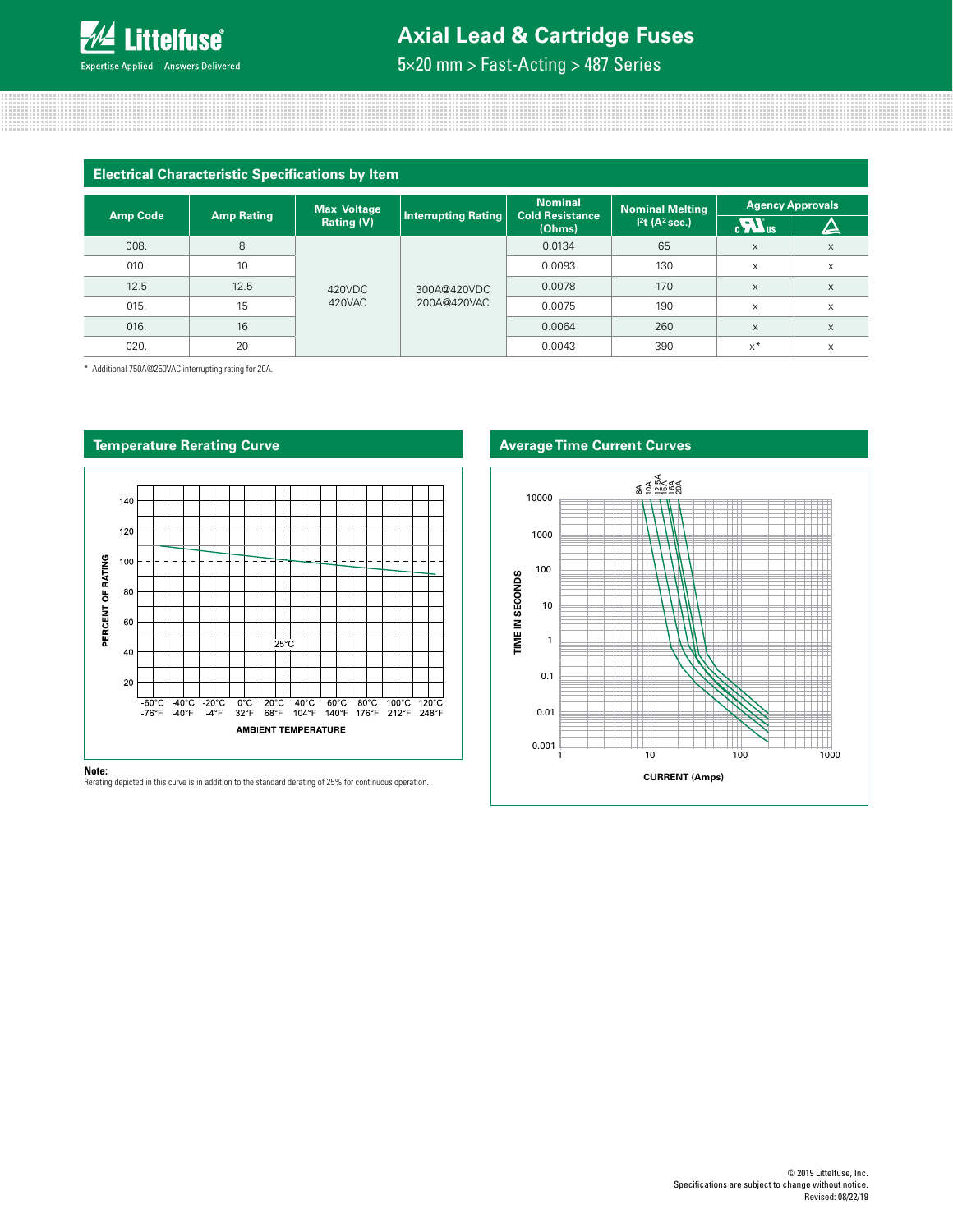## Electrical Characteristic Specifications by Item

| Amp Code | Amp Rating | Max Voltage Rating (V) | Interrupting Rating | Nominal Cold Resistance (Ohms) | Nominal Melting $I^2t$ ($A^2$ sec.) | Agency Approvals | |
|---|---|---|---|---|---|---|---|
| | | | | | | cULus | PSE |
| 008. | 8 | 420VDC 420VAC | 300A@420VDC 200A@420VAC | 0.0134 | 65 | x | x |
| 010. | 10 | | | 0.0093 | 130 | x | x |
| 12.5 | 12.5 | | | 0.0078 | 170 | x | x |
| 015. | 15 | | | 0.0075 | 190 | x | x |
| 016. | 16 | | | 0.0064 | 260 | x | x |
| 020. | 20 | | | 0.0043 | 390 | x* | x |

\* Additional 750A@250VAC interrupting rating for 20A.

## Temperature Rerating Curve

**Note:**
Rerating depicted in this curve is in addition to the standard derating of 25% for continuous operation.

## Average Time Current Curves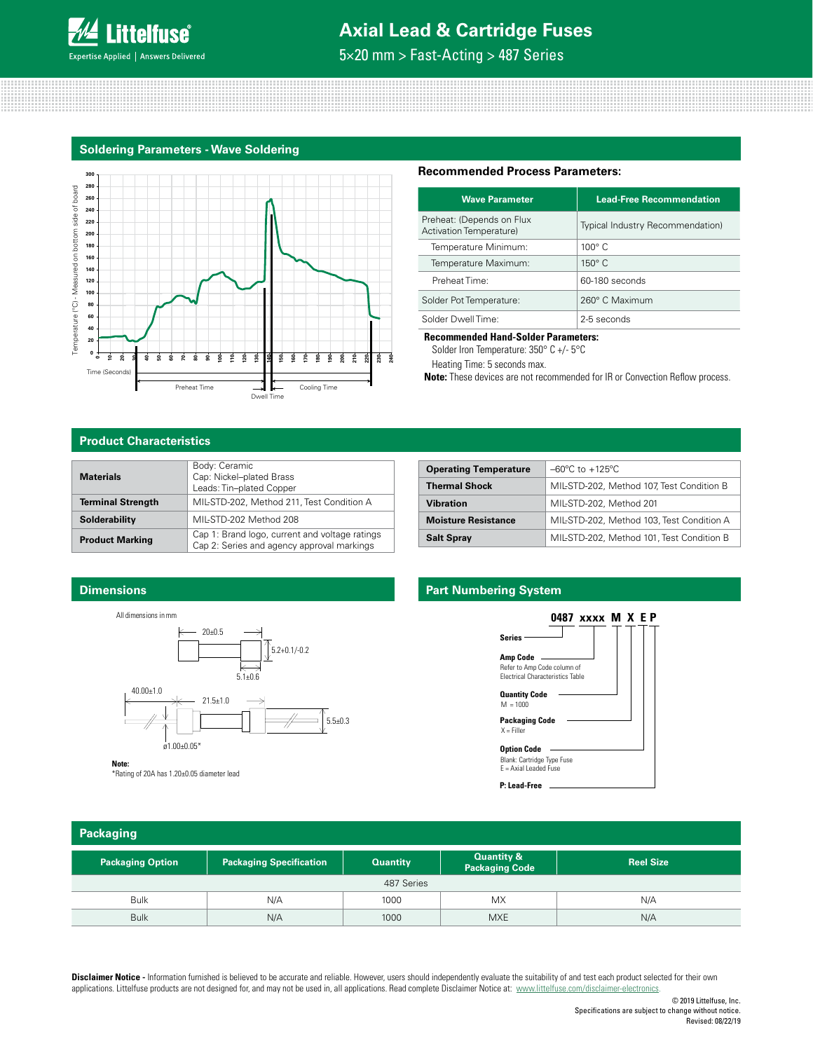## Soldering Parameters - Wave Soldering

Temperature (°C) - Measured on bottom side of board

300
280
260
240
220
200
180
160
140
120
100
80
60
40
20
0

0 10 20 30 40 50 60 70 80 90 100 110 120 130 140 150 160 170 180 190 200 210 220 230 240

Time (Seconds)

Preheat Time

Dwell Time

Cooling Time

### Recommended Process Parameters:

| Wave Parameter | Lead-Free Recommendation |
|---|---|
| Preheat: (Depends on Flux Activation Temperature) | Typical Industry Recommendation) |
| Temperature Minimum: | 100° C |
| Temperature Maximum: | 150° C |
| Preheat Time: | 60-180 seconds |
| Solder Pot Temperature: | 260° C Maximum |
| Solder Dwell Time: | 2-5 seconds |

**Recommended Hand-Solder Parameters:**

Solder Iron Temperature: 350° C +/- 5°C

Heating Time: 5 seconds max.

**Note:** These devices are not recommended for IR or Convection Reflow process.

## Product Characteristics

| | |
|---|---|
| **Materials** | Body: Ceramic<br>Cap: Nickel–plated Brass<br>Leads: Tin–plated Copper |
| **Terminal Strength** | MIL-STD-202, Method 211, Test Condition A |
| **Solderability** | MIL-STD-202 Method 208 |
| **Product Marking** | Cap 1: Brand logo, current and voltage ratings<br>Cap 2: Series and agency approval markings |

| | |
|---|---|
| **Operating Temperature** | –60ºC to +125ºC |
| **Thermal Shock** | MIL-STD-202, Method 107, Test Condition B |
| **Vibration** | MIL-STD-202, Method 201 |
| **Moisture Resistance** | MIL-STD-202, Method 103, Test Condition A |
| **Salt Spray** | MIL-STD-202, Method 101, Test Condition B |

## Dimensions

All dimensions in mm

20±0.5

5.2+0.1/-0.2

5.1±0.6

40.00±1.0

21.5±1.0

5.5±0.3

ø1.00±0.05*

**Note:**
*Rating of 20A has 1.20±0.05 diameter lead

## Part Numbering System

**0487 xxxx M X E P**

**Series**

**Amp Code**
Refer to Amp Code column of Electrical Characteristics Table

**Quantity Code**
M = 1000

**Packaging Code**
X = Filler

**Option Code**
Blank: Cartridge Type Fuse
E = Axial Leaded Fuse

**P: Lead-Free**

## Packaging

| Packaging Option | Packaging Specification | Quantity | Quantity & Packaging Code | Reel Size |
|---|---|---|---|---|
| 487 Series | | | | |
| Bulk | N/A | 1000 | MX | N/A |
| Bulk | N/A | 1000 | MXE | N/A |

**Disclaimer Notice -** Information furnished is believed to be accurate and reliable. However, users should independently evaluate the suitability of and test each product selected for their own applications. Littelfuse products are not designed for, and may not be used in, all applications. Read complete Disclaimer Notice at: www.littelfuse.com/disclaimer-electronics.

© 2019 Littelfuse, Inc.
Specifications are subject to change without notice.
Revised: 08/22/19